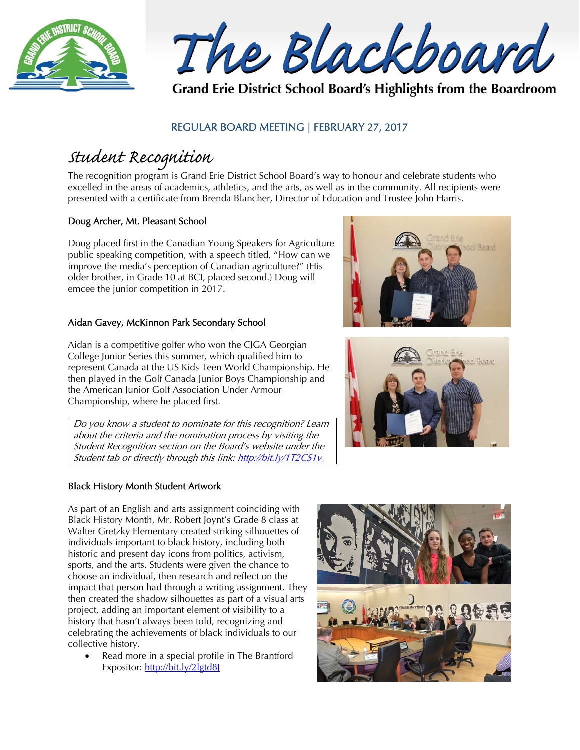# The Blackboard

**Grand Erie District School Board's Highlights from the Boardroom**

REGULAR BOARD MEETING | FEBRUARY 27, 2017

## Student Recognition

The recognition program is Grand Erie District School Board's way to honour and celebrate students who excelled in the areas of academics, athletics, and the arts, as well as in the community. All recipients were presented with a certificate from Brenda Blancher, Director of Education and Trustee John Harris.

### Doug Archer, Mt. Pleasant School

Doug placed first in the Canadian Young Speakers for Agriculture public speaking competition, with a speech titled, "How can we improve the media's perception of Canadian agriculture?" (His older brother, in Grade 10 at BCI, placed second.) Doug will emcee the junior competition in 2017.

### Aidan Gavey, McKinnon Park Secondary School

Aidan is a competitive golfer who won the CJGA Georgian College Junior Series this summer, which qualified him to represent Canada at the US Kids Teen World Championship. He then played in the Golf Canada Junior Boys Championship and the American Junior Golf Association Under Armour Championship, where he placed first.

*Do you know a student to nominate for this recognition? Learn about the criteria and the nomination process by visiting the Student Recognition section on the Board's website under the Student tab or directly through this link: http://bit.ly/1T2CS1v*

### Black History Month Student Artwork

As part of an English and arts assignment coinciding with Black History Month, Mr. Robert Joynt's Grade 8 class at Walter Gretzky Elementary created striking silhouettes of individuals important to black history, including both historic and present day icons from politics, activism, sports, and the arts. Students were given the chance to choose an individual, then research and reflect on the impact that person had through a writing assignment. They then created the shadow silhouettes as part of a visual arts project, adding an important element of visibility to a history that hasn't always been told, recognizing and celebrating the achievements of black individuals to our collective history.

- Read more in a special profile in The Brantford Expositor: http://bit.ly/2lgtd8J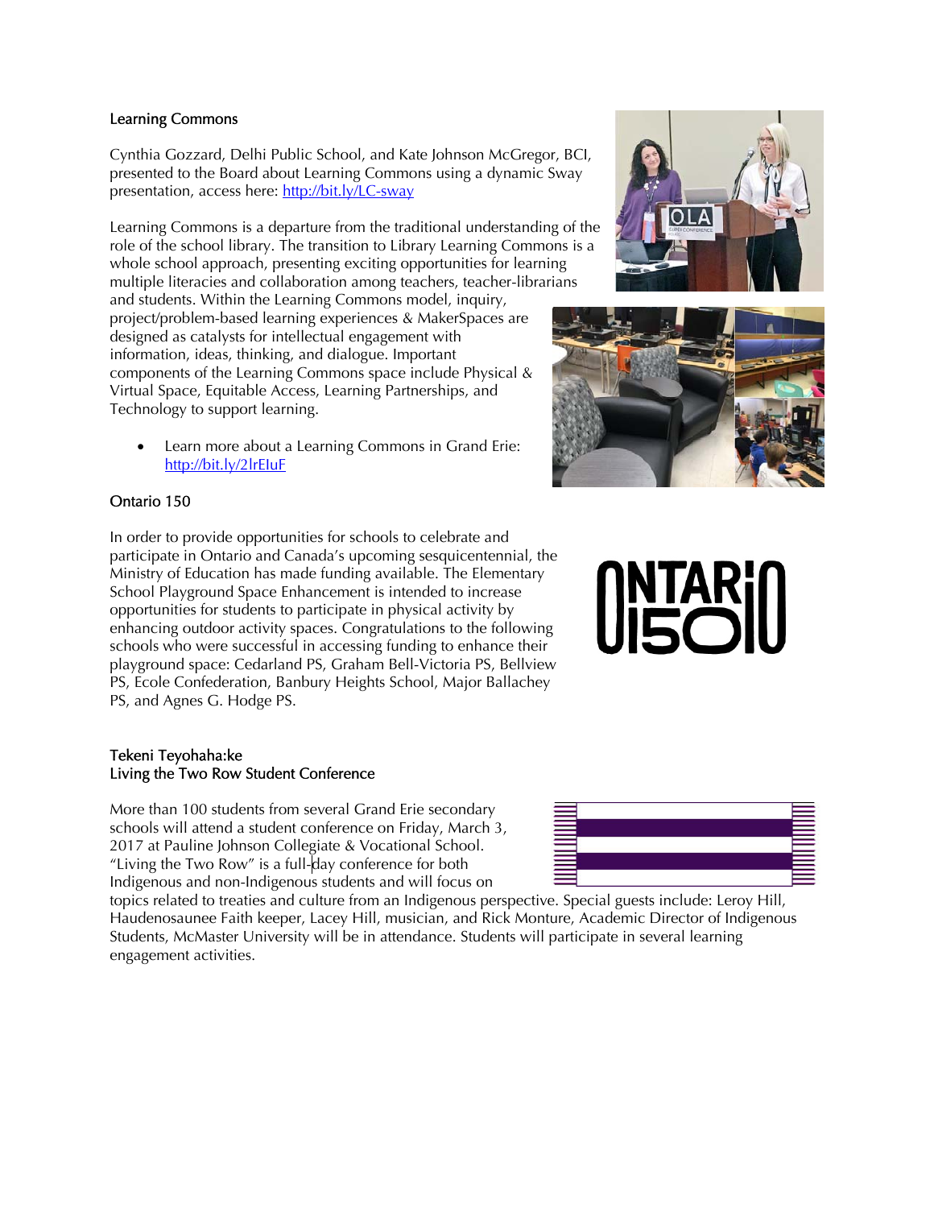## Learning Commons

Cynthia Gozzard, Delhi Public School, and Kate Johnson McGregor, BCI, presented to the Board about Learning Commons using a dynamic Sway presentation, access here: http://bit.ly/LC-sway

Learning Commons is a departure from the traditional understanding of the role of the school library. The transition to Library Learning Commons is a whole school approach, presenting exciting opportunities for learning multiple literacies and collaboration among teachers, teacher-librarians and students. Within the Learning Commons model, inquiry, project/problem-based learning experiences & MakerSpaces are designed as catalysts for intellectual engagement with information, ideas, thinking, and dialogue. Important components of the Learning Commons space include Physical & Virtual Space, Equitable Access, Learning Partnerships, and Technology to support learning.

- Learn more about a Learning Commons in Grand Erie: http://bit.ly/2lrEIuF

## Ontario 150

In order to provide opportunities for schools to celebrate and participate in Ontario and Canada's upcoming sesquicentennial, the Ministry of Education has made funding available. The Elementary School Playground Space Enhancement is intended to increase opportunities for students to participate in physical activity by enhancing outdoor activity spaces. Congratulations to the following schools who were successful in accessing funding to enhance their playground space: Cedarland PS, Graham Bell-Victoria PS, Bellview PS, Ecole Confederation, Banbury Heights School, Major Ballachey PS, and Agnes G. Hodge PS.

## Tekeni Teyohaha:ke
## Living the Two Row Student Conference

More than 100 students from several Grand Erie secondary schools will attend a student conference on Friday, March 3, 2017 at Pauline Johnson Collegiate & Vocational School. "Living the Two Row" is a full-day conference for both Indigenous and non-Indigenous students and will focus on topics related to treaties and culture from an Indigenous perspective. Special guests include: Leroy Hill, Haudenosaunee Faith keeper, Lacey Hill, musician, and Rick Monture, Academic Director of Indigenous Students, McMaster University will be in attendance. Students will participate in several learning engagement activities.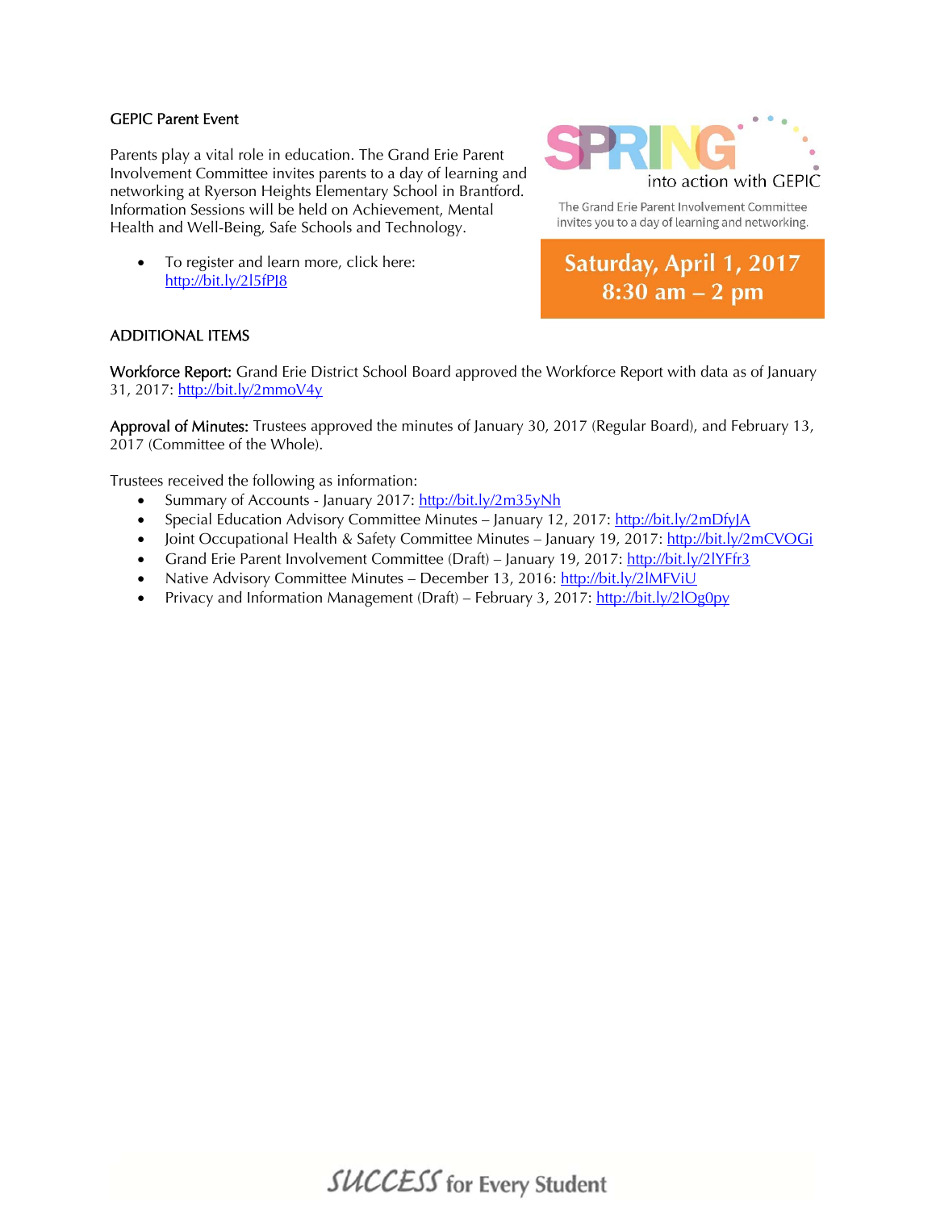**GEPIC Parent Event**

Parents play a vital role in education. The Grand Erie Parent Involvement Committee invites parents to a day of learning and networking at Ryerson Heights Elementary School in Brantford. Information Sessions will be held on Achievement, Mental Health and Well-Being, Safe Schools and Technology.

- To register and learn more, click here: http://bit.ly/2l5fPJ8

SPRING into action with GEPIC

The Grand Erie Parent Involvement Committee invites you to a day of learning and networking.

**Saturday, April 1, 2017**
**8:30 am – 2 pm**

**ADDITIONAL ITEMS**

**Workforce Report:** Grand Erie District School Board approved the Workforce Report with data as of January 31, 2017: http://bit.ly/2mmoV4y

**Approval of Minutes:** Trustees approved the minutes of January 30, 2017 (Regular Board), and February 13, 2017 (Committee of the Whole).

Trustees received the following as information:

- Summary of Accounts - January 2017: http://bit.ly/2m35yNh
- Special Education Advisory Committee Minutes – January 12, 2017: http://bit.ly/2mDfyJA
- Joint Occupational Health & Safety Committee Minutes – January 19, 2017: http://bit.ly/2mCVOGi
- Grand Erie Parent Involvement Committee (Draft) – January 19, 2017: http://bit.ly/2lYFfr3
- Native Advisory Committee Minutes – December 13, 2016: http://bit.ly/2lMFViU
- Privacy and Information Management (Draft) – February 3, 2017: http://bit.ly/2lOg0py